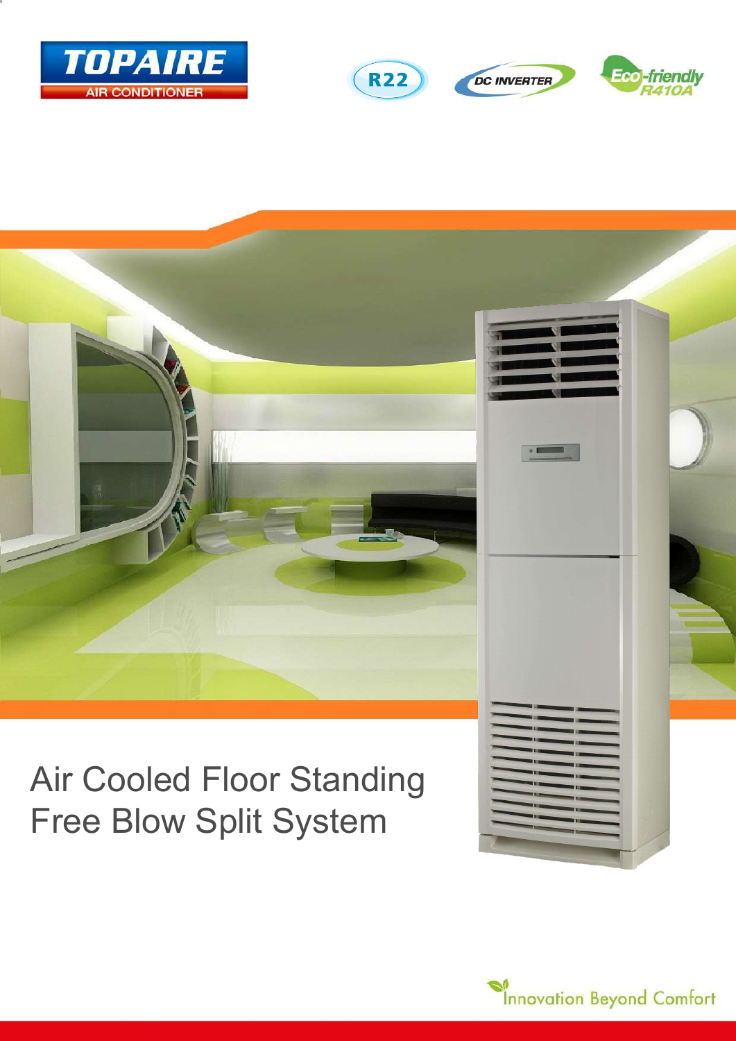TOPAIRE
AIR CONDITIONER

R22

DC INVERTER

Eco-friendly R410A

# Air Cooled Floor Standing Free Blow Split System

Innovation Beyond Comfort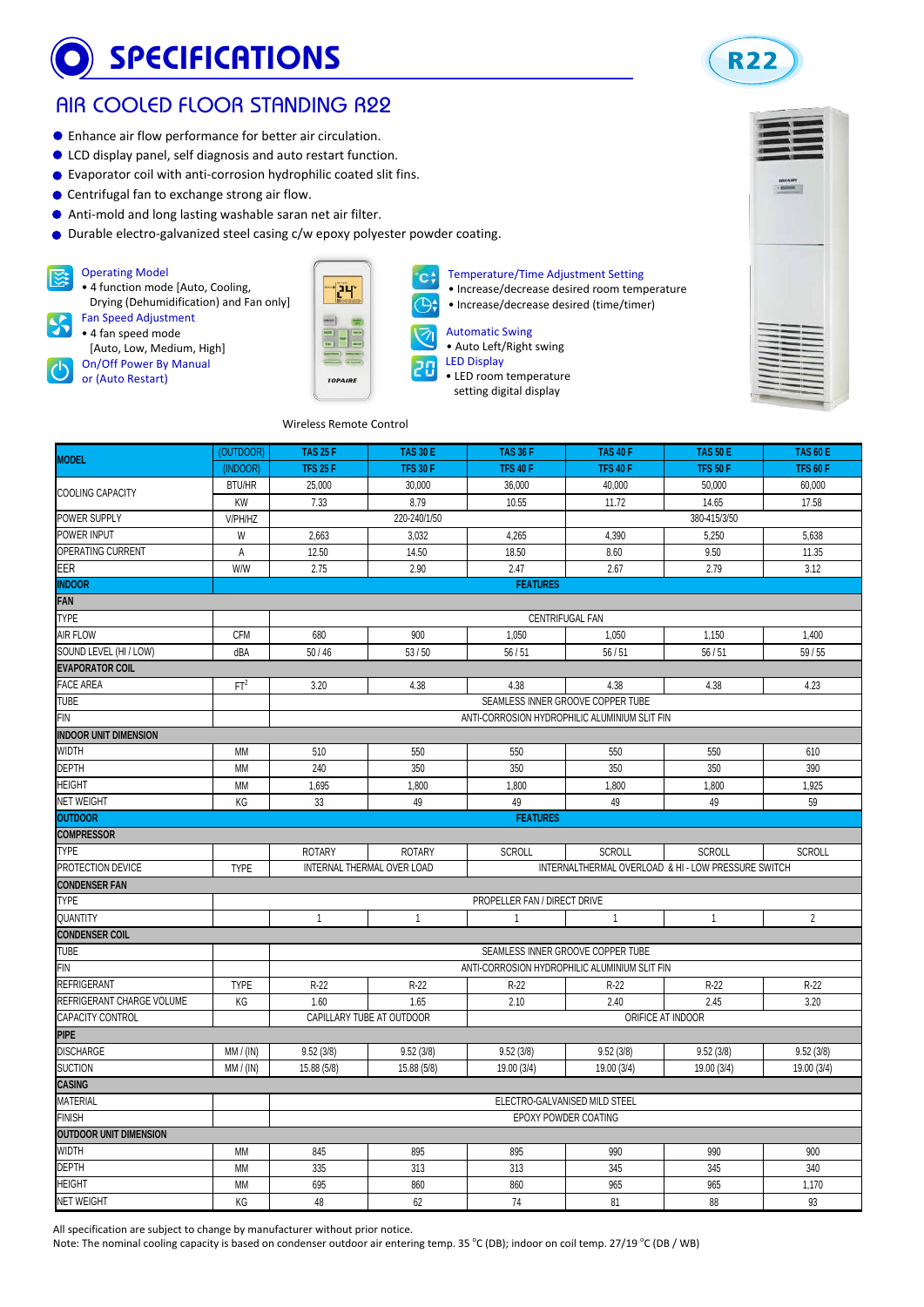# SPECIFICATIONS

R22

## AIR COOLED FLOOR STANDING R22

- Enhance air flow performance for better air circulation.
- LCD display panel, self diagnosis and auto restart function.
- Evaporator coil with anti-corrosion hydrophilic coated slit fins.
- Centrifugal fan to exchange strong air flow.
- Anti-mold and long lasting washable saran net air filter.
- Durable electro-galvanized steel casing c/w epoxy polyester powder coating.

**Operating Model**
- 4 function mode [Auto, Cooling, Drying (Dehumidification) and Fan only]

**Fan Speed Adjustment**
- 4 fan speed mode [Auto, Low, Medium, High]

**On/Off Power By Manual or (Auto Restart)**

Wireless Remote Control

**Temperature/Time Adjustment Setting**
- Increase/decrease desired room temperature
- Increase/decrease desired (time/timer)

**Automatic Swing**
- Auto Left/Right swing

**LED Display**
- LED room temperature setting digital display

| MODEL | (OUTDOOR) | TAS 25 F | TAS 30 E | TAS 36 F | TAS 40 F | TAS 50 E | TAS 60 E |
|---|---|---|---|---|---|---|---|
| | (INDOOR) | TFS 25 F | TFS 30 F | TFS 40 F | TFS 40 F | TFS 50 F | TFS 60 F |
| COOLING CAPACITY | BTU/HR | 25,000 | 30,000 | 36,000 | 40,000 | 50,000 | 60,000 |
| | KW | 7.33 | 8.79 | 10.55 | 11.72 | 14.65 | 17.58 |
| POWER SUPPLY | V/PH/HZ | 220-240/1/50 | | | 380-415/3/50 | | |
| POWER INPUT | W | 2,663 | 3,032 | 4,265 | 4,390 | 5,250 | 5,638 |
| OPERATING CURRENT | A | 12.50 | 14.50 | 18.50 | 8.60 | 9.50 | 11.35 |
| EER | W/W | 2.75 | 2.90 | 2.47 | 2.67 | 2.79 | 3.12 |
| **INDOOR** | | **FEATURES** | | | | | |
| **FAN** | | | | | | | |
| TYPE | | CENTRIFUGAL FAN | | | | | |
| AIR FLOW | CFM | 680 | 900 | 1,050 | 1,050 | 1,150 | 1,400 |
| SOUND LEVEL (HI / LOW) | dBA | 50 / 46 | 53 / 50 | 56 / 51 | 56 / 51 | 56 / 51 | 59 / 55 |
| **EVAPORATOR COIL** | | | | | | | |
| FACE AREA | $FT^2$ | 3.20 | 4.38 | 4.38 | 4.38 | 4.38 | 4.23 |
| TUBE | | SEAMLESS INNER GROOVE COPPER TUBE | | | | | |
| FIN | | ANTI-CORROSION HYDROPHILIC ALUMINIUM SLIT FIN | | | | | |
| **INDOOR UNIT DIMENSION** | | | | | | | |
| WIDTH | MM | 510 | 550 | 550 | 550 | 550 | 610 |
| DEPTH | MM | 240 | 350 | 350 | 350 | 350 | 390 |
| HEIGHT | MM | 1,695 | 1,800 | 1,800 | 1,800 | 1,800 | 1,925 |
| NET WEIGHT | KG | 33 | 49 | 49 | 49 | 49 | 59 |
| **OUTDOOR** | | **FEATURES** | | | | | |
| **COMPRESSOR** | | | | | | | |
| TYPE | | ROTARY | ROTARY | SCROLL | SCROLL | SCROLL | SCROLL |
| PROTECTION DEVICE | TYPE | INTERNAL THERMAL OVER LOAD | | INTERNALTHERMAL OVERLOAD & HI - LOW PRESSURE SWITCH | | | |
| **CONDENSER FAN** | | | | | | | |
| TYPE | | PROPELLER FAN / DIRECT DRIVE | | | | | |
| QUANTITY | | 1 | 1 | 1 | 1 | 1 | 2 |
| **CONDENSER COIL** | | | | | | | |
| TUBE | | SEAMLESS INNER GROOVE COPPER TUBE | | | | | |
| FIN | | ANTI-CORROSION HYDROPHILIC ALUMINIUM SLIT FIN | | | | | |
| REFRIGERANT | TYPE | R-22 | R-22 | R-22 | R-22 | R-22 | R-22 |
| REFRIGERANT CHARGE VOLUME | KG | 1.60 | 1.65 | 2.10 | 2.40 | 2.45 | 3.20 |
| CAPACITY CONTROL | | CAPILLARY TUBE AT OUTDOOR | | ORIFICE AT INDOOR | | | |
| **PIPE** | | | | | | | |
| DISCHARGE | MM / (IN) | 9.52 (3/8) | 9.52 (3/8) | 9.52 (3/8) | 9.52 (3/8) | 9.52 (3/8) | 9.52 (3/8) |
| SUCTION | MM / (IN) | 15.88 (5/8) | 15.88 (5/8) | 19.00 (3/4) | 19.00 (3/4) | 19.00 (3/4) | 19.00 (3/4) |
| **CASING** | | | | | | | |
| MATERIAL | | ELECTRO-GALVANISED MILD STEEL | | | | | |
| FINISH | | EPOXY POWDER COATING | | | | | |
| **OUTDOOR UNIT DIMENSION** | | | | | | | |
| WIDTH | MM | 845 | 895 | 895 | 990 | 990 | 900 |
| DEPTH | MM | 335 | 313 | 313 | 345 | 345 | 340 |
| HEIGHT | MM | 695 | 860 | 860 | 965 | 965 | 1,170 |
| NET WEIGHT | KG | 48 | 62 | 74 | 81 | 88 | 93 |

All specification are subject to change by manufacturer without prior notice.
Note: The nominal cooling capacity is based on condenser outdoor air entering temp. 35 °C (DB); indoor on coil temp. 27/19 °C (DB / WB)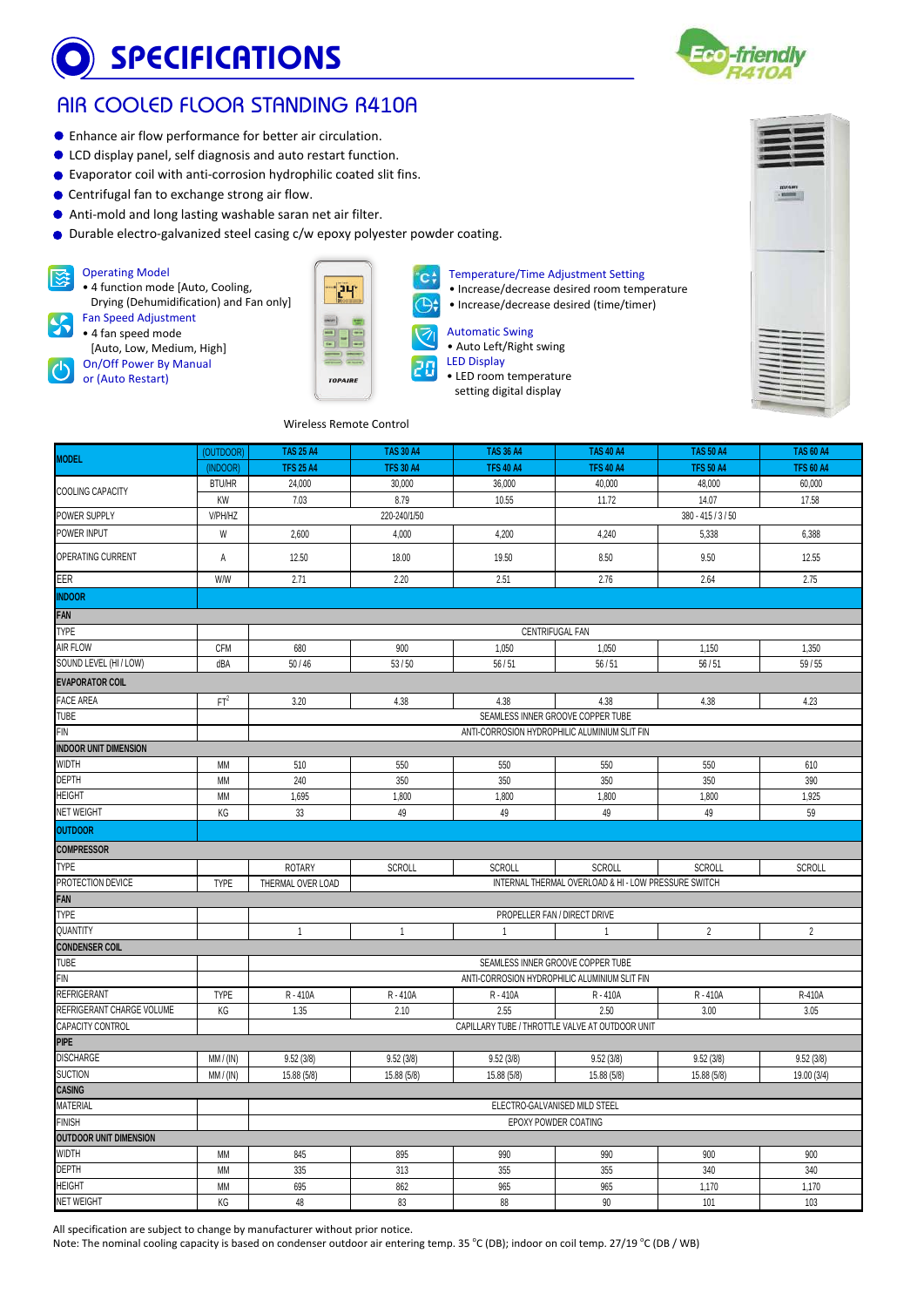# SPECIFICATIONS

## AIR COOLED FLOOR STANDING R410A

- Enhance air flow performance for better air circulation.
- LCD display panel, self diagnosis and auto restart function.
- Evaporator coil with anti-corrosion hydrophilic coated slit fins.
- Centrifugal fan to exchange strong air flow.
- Anti-mold and long lasting washable saran net air filter.
- Durable electro-galvanized steel casing c/w epoxy polyester powder coating.

**Operating Model**
- 4 function mode [Auto, Cooling, Drying (Dehumidification) and Fan only]

**Fan Speed Adjustment**
- 4 fan speed mode [Auto, Low, Medium, High]

**On/Off Power By Manual or (Auto Restart)**

**Temperature/Time Adjustment Setting**
- Increase/decrease desired room temperature
- Increase/decrease desired (time/timer)

**Automatic Swing**
- Auto Left/Right swing

**LED Display**
- LED room temperature setting digital display

Wireless Remote Control

| MODEL | (OUTDOOR) | TAS 25 A4 | TAS 30 A4 | TAS 36 A4 | TAS 40 A4 | TAS 50 A4 | TAS 60 A4 |
|---|---|---|---|---|---|---|---|
| | (INDOOR) | TFS 25 A4 | TFS 30 A4 | TFS 40 A4 | TFS 40 A4 | TFS 50 A4 | TFS 60 A4 |
| COOLING CAPACITY | BTU/HR | 24,000 | 30,000 | 36,000 | 40,000 | 48,000 | 60,000 |
| | KW | 7.03 | 8.79 | 10.55 | 11.72 | 14.07 | 17.58 |
| POWER SUPPLY | V/PH/HZ | 220-240/1/50 | | | 380 - 415 / 3 / 50 | | |
| POWER INPUT | W | 2,600 | 4,000 | 4,200 | 4,240 | 5,338 | 6,388 |
| OPERATING CURRENT | A | 12.50 | 18.00 | 19.50 | 8.50 | 9.50 | 12.55 |
| EER | W/W | 2.71 | 2.20 | 2.51 | 2.76 | 2.64 | 2.75 |
| **INDOOR** | | | | | | | |
| **FAN** | | | | | | | |
| TYPE | | CENTRIFUGAL FAN | | | | | |
| AIR FLOW | CFM | 680 | 900 | 1,050 | 1,050 | 1,150 | 1,350 |
| SOUND LEVEL (HI / LOW) | dBA | 50 / 46 | 53 / 50 | 56 / 51 | 56 / 51 | 56 / 51 | 59 / 55 |
| **EVAPORATOR COIL** | | | | | | | |
| FACE AREA | $FT^2$ | 3.20 | 4.38 | 4.38 | 4.38 | 4.38 | 4.23 |
| TUBE | | SEAMLESS INNER GROOVE COPPER TUBE | | | | | |
| FIN | | ANTI-CORROSION HYDROPHILIC ALUMINIUM SLIT FIN | | | | | |
| **INDOOR UNIT DIMENSION** | | | | | | | |
| WIDTH | MM | 510 | 550 | 550 | 550 | 550 | 610 |
| DEPTH | MM | 240 | 350 | 350 | 350 | 350 | 390 |
| HEIGHT | MM | 1,695 | 1,800 | 1,800 | 1,800 | 1,800 | 1,925 |
| NET WEIGHT | KG | 33 | 49 | 49 | 49 | 49 | 59 |
| **OUTDOOR** | | | | | | | |
| **COMPRESSOR** | | | | | | | |
| TYPE | | ROTARY | SCROLL | SCROLL | SCROLL | SCROLL | SCROLL |
| PROTECTION DEVICE | TYPE | THERMAL OVER LOAD | INTERNAL THERMAL OVERLOAD & HI - LOW PRESSURE SWITCH | | | | |
| **FAN** | | | | | | | |
| TYPE | | PROPELLER FAN / DIRECT DRIVE | | | | | |
| QUANTITY | | 1 | 1 | 1 | 1 | 2 | 2 |
| **CONDENSER COIL** | | | | | | | |
| TUBE | | SEAMLESS INNER GROOVE COPPER TUBE | | | | | |
| FIN | | ANTI-CORROSION HYDROPHILIC ALUMINIUM SLIT FIN | | | | | |
| REFRIGERANT | TYPE | R - 410A | R - 410A | R - 410A | R - 410A | R - 410A | R-410A |
| REFRIGERANT CHARGE VOLUME | KG | 1.35 | 2.10 | 2.55 | 2.50 | 3.00 | 3.05 |
| CAPACITY CONTROL | | CAPILLARY TUBE / THROTTLE VALVE AT OUTDOOR UNIT | | | | | |
| **PIPE** | | | | | | | |
| DISCHARGE | MM / (IN) | 9.52 (3/8) | 9.52 (3/8) | 9.52 (3/8) | 9.52 (3/8) | 9.52 (3/8) | 9.52 (3/8) |
| SUCTION | MM / (IN) | 15.88 (5/8) | 15.88 (5/8) | 15.88 (5/8) | 15.88 (5/8) | 15.88 (5/8) | 19.00 (3/4) |
| **CASING** | | | | | | | |
| MATERIAL | | ELECTRO-GALVANISED MILD STEEL | | | | | |
| FINISH | | EPOXY POWDER COATING | | | | | |
| **OUTDOOR UNIT DIMENSION** | | | | | | | |
| WIDTH | MM | 845 | 895 | 990 | 990 | 900 | 900 |
| DEPTH | MM | 335 | 313 | 355 | 355 | 340 | 340 |
| HEIGHT | MM | 695 | 862 | 965 | 965 | 1,170 | 1,170 |
| NET WEIGHT | KG | 48 | 83 | 88 | 90 | 101 | 103 |

All specification are subject to change by manufacturer without prior notice.
Note: The nominal cooling capacity is based on condenser outdoor air entering temp. 35 °C (DB); indoor on coil temp. 27/19 °C (DB / WB)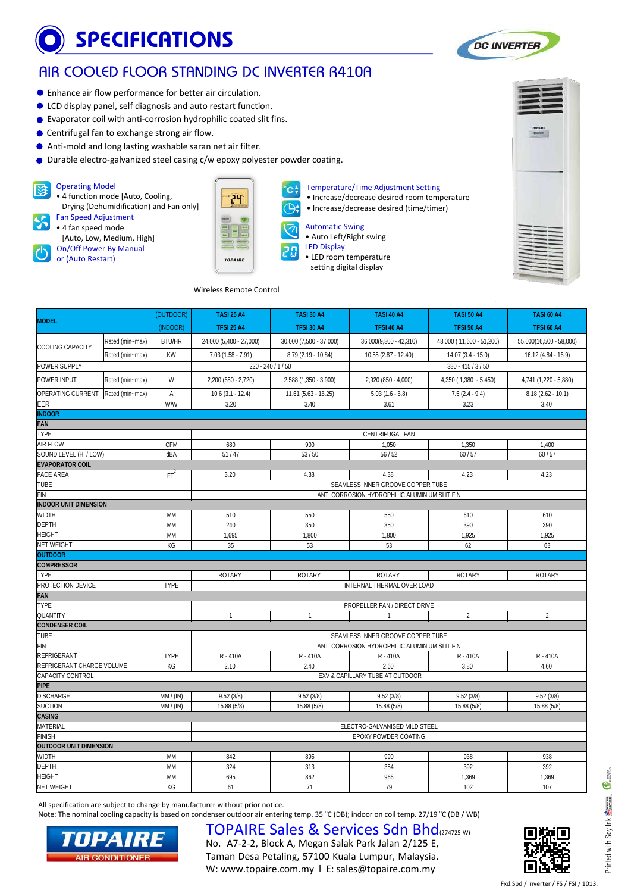# SPECIFICATIONS

DC INVERTER

## AIR COOLED FLOOR STANDING DC INVERTER R410A

- Enhance air flow performance for better air circulation.
- LCD display panel, self diagnosis and auto restart function.
- Evaporator coil with anti-corrosion hydrophilic coated slit fins.
- Centrifugal fan to exchange strong air flow.
- Anti-mold and long lasting washable saran net air filter.
- Durable electro-galvanized steel casing c/w epoxy polyester powder coating.

**Operating Model**
- 4 function mode [Auto, Cooling, Drying (Dehumidification) and Fan only]

**Fan Speed Adjustment**
- 4 fan speed mode [Auto, Low, Medium, High]

**On/Off Power By Manual or (Auto Restart)**

Wireless Remote Control

**Temperature/Time Adjustment Setting**
- Increase/decrease desired room temperature
- Increase/decrease desired (time/timer)

**Automatic Swing**
- Auto Left/Right swing

**LED Display**
- LED room temperature setting digital display

| MODEL | | (OUTDOOR) | TASI 25 A4 | TASI 30 A4 | TASI 40 A4 | TASI 50 A4 | TASI 60 A4 |
|---|---|---|---|---|---|---|---|
| | | (INDOOR) | TFSI 25 A4 | TFSI 30 A4 | TFSI 40 A4 | TFSI 50 A4 | TFSI 60 A4 |
| COOLING CAPACITY | Rated (min~max) | BTU/HR | 24,000 (5,400 - 27,000) | 30,000 (7,500 - 37,000) | 36,000(9,800 - 42,310) | 48,000 ( 11,600 - 51,200) | 55,000(16,500 - 58,000) |
| | Rated (min~max) | KW | 7.03 (1.58 - 7.91) | 8.79 (2.19 - 10.84) | 10.55 (2.87 - 12.40) | 14.07 (3.4 - 15.0) | 16.12 (4.84 - 16.9) |
| POWER SUPPLY | | | 220 - 240 / 1 / 50 | | | 380 - 415 / 3 / 50 | |
| POWER INPUT | Rated (min~max) | W | 2,200 (650 - 2,720) | 2,588 (1,350 - 3,900) | 2,920 (850 - 4,000) | 4,350 ( 1,380 - 5,450) | 4,741 (1,220 - 5,880) |
| OPERATING CURRENT | Rated (min~max) | A | 10.6 (3.1 - 12.4) | 11.61 (5.63 - 16.25) | 5.03 (1.6 - 6.8) | 7.5 (2.4 - 9.4) | 8.18 (2.62 - 10.1) |
| EER | | W/W | 3.20 | 3.40 | 3.61 | 3.23 | 3.40 |
| **INDOOR** | | | | | | | |
| **FAN** | | | | | | | |
| TYPE | | | CENTRIFUGAL FAN | | | | |
| AIR FLOW | | CFM | 680 | 900 | 1,050 | 1,350 | 1,400 |
| SOUND LEVEL (HI / LOW) | | dBA | 51 / 47 | 53 / 50 | 56 / 52 | 60 / 57 | 60 / 57 |
| **EVAPORATOR COIL** | | | | | | | |
| FACE AREA | | $FT^2$ | 3.20 | 4.38 | 4.38 | 4.23 | 4.23 |
| TUBE | | | SEAMLESS INNER GROOVE COPPER TUBE | | | | |
| FIN | | | ANTI CORROSION HYDROPHILIC ALUMINIUM SLIT FIN | | | | |
| **INDOOR UNIT DIMENSION** | | | | | | | |
| WIDTH | | MM | 510 | 550 | 550 | 610 | 610 |
| DEPTH | | MM | 240 | 350 | 350 | 390 | 390 |
| HEIGHT | | MM | 1,695 | 1,800 | 1,800 | 1,925 | 1,925 |
| NET WEIGHT | | KG | 35 | 53 | 53 | 62 | 63 |
| **OUTDOOR** | | | | | | | |
| **COMPRESSOR** | | | | | | | |
| TYPE | | | ROTARY | ROTARY | ROTARY | ROTARY | ROTARY |
| PROTECTION DEVICE | | TYPE | INTERNAL THERMAL OVER LOAD | | | | |
| **FAN** | | | | | | | |
| TYPE | | | PROPELLER FAN / DIRECT DRIVE | | | | |
| QUANTITY | | | 1 | 1 | 1 | 2 | 2 |
| **CONDENSER COIL** | | | | | | | |
| TUBE | | | SEAMLESS INNER GROOVE COPPER TUBE | | | | |
| FIN | | | ANTI CORROSION HYDROPHILIC ALUMINIUM SLIT FIN | | | | |
| REFRIGERANT | | TYPE | R - 410A | R - 410A | R - 410A | R - 410A | R - 410A |
| REFRIGERANT CHARGE VOLUME | | KG | 2.10 | 2.40 | 2.60 | 3.80 | 4.60 |
| CAPACITY CONTROL | | | EXV & CAPILLARY TUBE AT OUTDOOR | | | | |
| **PIPE** | | | | | | | |
| DISCHARGE | | MM / (IN) | 9.52 (3/8) | 9.52 (3/8) | 9.52 (3/8) | 9.52 (3/8) | 9.52 (3/8) |
| SUCTION | | MM / (IN) | 15.88 (5/8) | 15.88 (5/8) | 15.88 (5/8) | 15.88 (5/8) | 15.88 (5/8) |
| **CASING** | | | | | | | |
| MATERIAL | | | ELECTRO-GALVANISED MILD STEEL | | | | |
| FINISH | | | EPOXY POWDER COATING | | | | |
| **OUTDOOR UNIT DIMENSION** | | | | | | | |
| WIDTH | | MM | 842 | 895 | 990 | 938 | 938 |
| DEPTH | | MM | 324 | 313 | 354 | 392 | 392 |
| HEIGHT | | MM | 695 | 862 | 966 | 1,369 | 1,369 |
| NET WEIGHT | | KG | 61 | 71 | 79 | 102 | 107 |

All specification are subject to change by manufacturer without prior notice.
Note: The nominal cooling capacity is based on condenser outdoor air entering temp. 35 °C (DB); indoor on coil temp. 27/19 °C (DB / WB)

TOPAIRE AIR CONDITIONER

**TOPAIRE Sales & Services Sdn Bhd** (274725-W)
No. A7-2-2, Block A, Megan Salak Park Jalan 2/125 E,
Taman Desa Petaling, 57100 Kuala Lumpur, Malaysia.
W: www.topaire.com.my I E: sales@topaire.com.my

Printed with Soy Ink

Fxd.Spd / Inverter / FS / FSI / 1013.